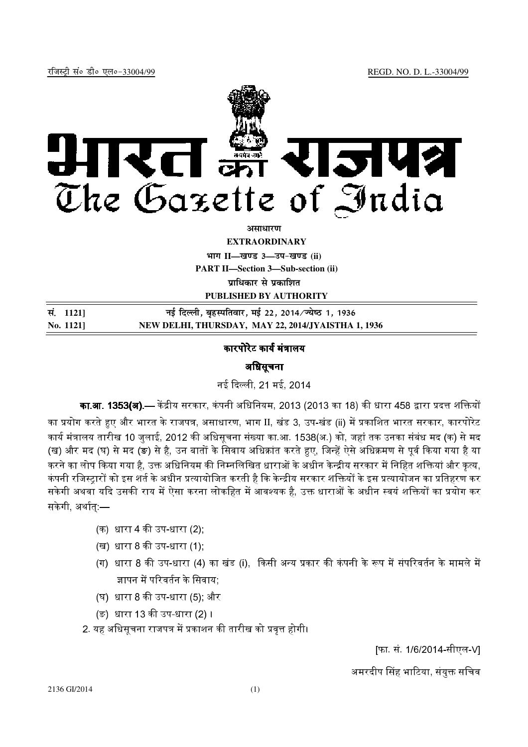रजिस्ट्री सं० डी० एल०-33004/99 REGD. NO. D. L.-33004/99

# भारत का राजपत्र
# The Gazette of India

**असाधारण**

**EXTRAORDINARY**

**भाग II—खण्ड 3—उप-खण्ड (ii)**

**PART II—Section 3—Sub-section (ii)**

**प्राधिकार से प्रकाशित**

**PUBLISHED BY AUTHORITY**

| | |
|---|---|
| **सं. 1121]** | **नई दिल्ली, बृहस्पतिवार, मई 22, 2014/ज्येष्ठ 1, 1936** |
| **No. 1121]** | **NEW DELHI, THURSDAY, MAY 22, 2014/JYAISTHA 1, 1936** |

## कारपोरेट कार्य मंत्रालय

### अधिसूचना

नई दिल्ली, 21 मई, 2014

**का.आ. 1353(अ).—** केंद्रीय सरकार, कंपनी अधिनियम, 2013 (2013 का 18) की धारा 458 द्वारा प्रदत्त शक्तियों का प्रयोग करते हुए और भारत के राजपत्र, असाधारण, भाग II, खंड 3, उप-खंड (ii) में प्रकाशित भारत सरकार, कारपोरेट कार्य मंत्रालय तारीख 10 जुलाई, 2012 की अधिसूचना संख्या का.आ. 1538(अ.) को, जहां तक उनका संबंध मद (क) से मद (ख) और मद (घ) से मद (ङ) से है, उन बातों के सिवाय अधिक्रांत करते हुए, जिन्हें ऐसे अधिक्रमण से पूर्व किया गया है या करने का लोप किया गया है, उक्त अधिनियम की निम्नलिखित धाराओं के अधीन केन्द्रीय सरकार में निहित शक्तियां और कृत्य, कंपनी रजिस्ट्रारों को इस शर्त के अधीन प्रत्यायोजित करती है कि केन्द्रीय सरकार शक्तियों के इस प्रत्यायोजन का प्रतिहरण कर सकेगी अथवा यदि उसकी राय में ऐसा करना लोकहित में आवश्यक है, उक्त धाराओं के अधीन स्वयं शक्तियों का प्रयोग कर सकेगी, अर्थात्:—

(क) धारा 4 की उप-धारा (2);

(ख) धारा 8 की उप-धारा (1);

(ग) धारा 8 की उप-धारा (4) का खंड (i), किसी अन्य प्रकार की कंपनी के रूप में संपरिवर्तन के मामले में ज्ञापन में परिवर्तन के सिवाय;

(घ) धारा 8 की उप-धारा (5); और

(ङ) धारा 13 की उप-धारा (2)।

2. यह अधिसूचना राजपत्र में प्रकाशन की तारीख को प्रवृत्त होगी।

[फा. सं. 1/6/2014-सीएल-V]

अमरदीप सिंह भाटिया, संयुक्त सचिव

2136 GI/2014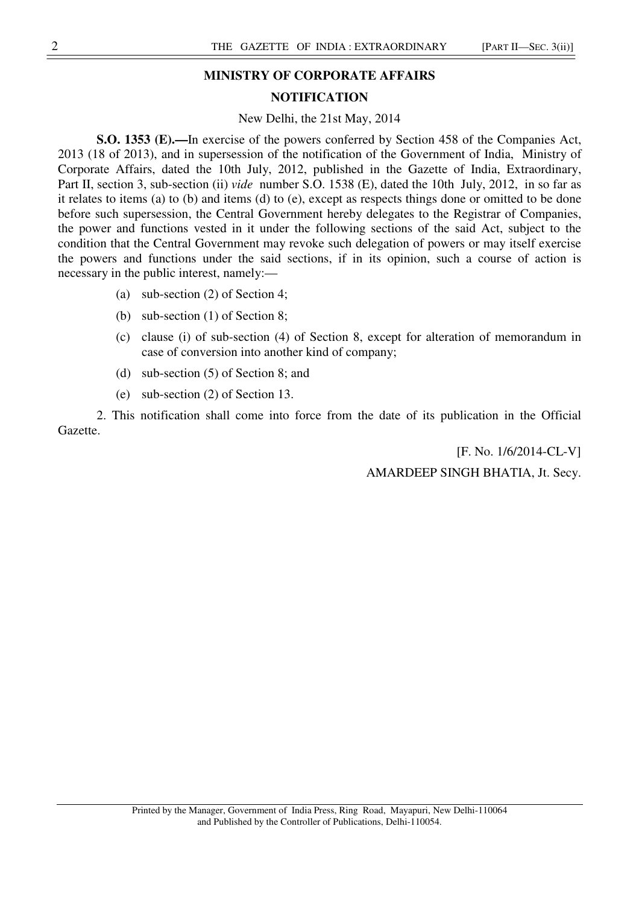## MINISTRY OF CORPORATE AFFAIRS

## NOTIFICATION

New Delhi, the 21st May, 2014

**S.O. 1353 (E).—**In exercise of the powers conferred by Section 458 of the Companies Act, 2013 (18 of 2013), and in supersession of the notification of the Government of India, Ministry of Corporate Affairs, dated the 10th July, 2012, published in the Gazette of India, Extraordinary, Part II, section 3, sub-section (ii) *vide* number S.O. 1538 (E), dated the 10th July, 2012, in so far as it relates to items (a) to (b) and items (d) to (e), except as respects things done or omitted to be done before such supersession, the Central Government hereby delegates to the Registrar of Companies, the power and functions vested in it under the following sections of the said Act, subject to the condition that the Central Government may revoke such delegation of powers or may itself exercise the powers and functions under the said sections, if in its opinion, such a course of action is necessary in the public interest, namely:—

(a) sub-section (2) of Section 4;

(b) sub-section (1) of Section 8;

(c) clause (i) of sub-section (4) of Section 8, except for alteration of memorandum in case of conversion into another kind of company;

(d) sub-section (5) of Section 8; and

(e) sub-section (2) of Section 13.

2. This notification shall come into force from the date of its publication in the Official Gazette.

[F. No. 1/6/2014-CL-V]

AMARDEEP SINGH BHATIA, Jt. Secy.

Printed by the Manager, Government of India Press, Ring Road, Mayapuri, New Delhi-110064 and Published by the Controller of Publications, Delhi-110054.